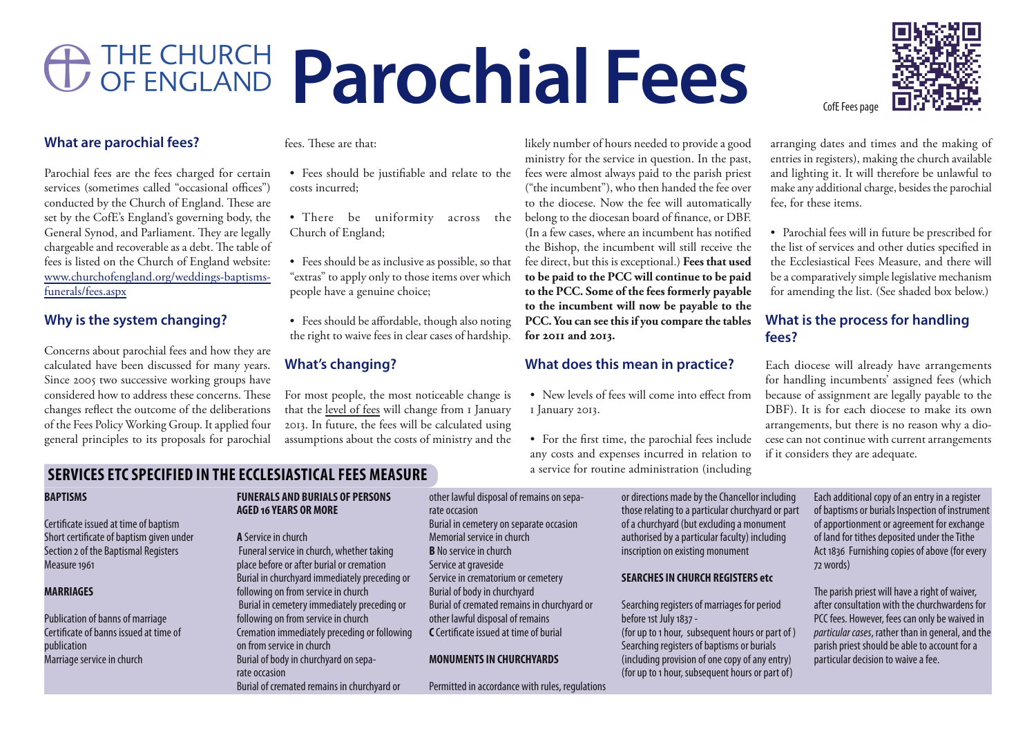# THE CHURCH OF ENGLAND Parochial Fees

CofE Fees page

## What are parochial fees?

Parochial fees are the fees charged for certain services (sometimes called "occasional offices") conducted by the Church of England. These are set by the CofE's England's governing body, the General Synod, and Parliament. They are legally chargeable and recoverable as a debt. The table of fees is listed on the Church of England website: www.churchofengland.org/weddings-baptisms-funerals/fees.aspx

## Why is the system changing?

Concerns about parochial fees and how they are calculated have been discussed for many years. Since 2005 two successive working groups have considered how to address these concerns. These changes reflect the outcome of the deliberations of the Fees Policy Working Group. It applied four general principles to its proposals for parochial fees. These are that:

- Fees should be justifiable and relate to the costs incurred;
- There be uniformity across the Church of England;
- Fees should be as inclusive as possible, so that "extras" to apply only to those items over which people have a genuine choice;
- Fees should be affordable, though also noting the right to waive fees in clear cases of hardship.

## What's changing?

For most people, the most noticeable change is that the level of fees will change from 1 January 2013. In future, the fees will be calculated using assumptions about the costs of ministry and the likely number of hours needed to provide a good ministry for the service in question. In the past, fees were almost always paid to the parish priest ("the incumbent"), who then handed the fee over to the diocese. Now the fee will automatically belong to the diocesan board of finance, or DBF. (In a few cases, where an incumbent has notified the Bishop, the incumbent will still receive the fee direct, but this is exceptional.) **Fees that used to be paid to the PCC will continue to be paid to the PCC. Some of the fees formerly payable to the incumbent will now be payable to the PCC. You can see this if you compare the tables for 2011 and 2013.**

## What does this mean in practice?

- New levels of fees will come into effect from 1 January 2013.
- For the first time, the parochial fees include any costs and expenses incurred in relation to a service for routine administration (including arranging dates and times and the making of entries in registers), making the church available and lighting it. It will therefore be unlawful to make any additional charge, besides the parochial fee, for these items.
- Parochial fees will in future be prescribed for the list of services and other duties specified in the Ecclesiastical Fees Measure, and there will be a comparatively simple legislative mechanism for amending the list. (See shaded box below.)

## What is the process for handling fees?

Each diocese will already have arrangements for handling incumbents' assigned fees (which because of assignment are legally payable to the DBF). It is for each diocese to make its own arrangements, but there is no reason why a diocese can not continue with current arrangements if it considers they are adequate.

## SERVICES ETC SPECIFIED IN THE ECCLESIASTICAL FEES MEASURE

**BAPTISMS**

Certificate issued at time of baptism
Short certificate of baptism given under Section 2 of the Baptismal Registers Measure 1961

**MARRIAGES**

Publication of banns of marriage
Certificate of banns issued at time of publication
Marriage service in church

**FUNERALS AND BURIALS OF PERSONS AGED 16 YEARS OR MORE**

**A** Service in church
Funeral service in church, whether taking place before or after burial or cremation
Burial in churchyard immediately preceding or following on from service in church
Burial in cemetery immediately preceding or following on from service in church
Cremation immediately preceding or following on from service in church
Burial of body in churchyard on separate occasion
Burial of cremated remains in churchyard or other lawful disposal of remains on separate occasion
Burial in cemetery on separate occasion
Memorial service in church
**B** No service in church
Service at graveside
Service in crematorium or cemetery
Burial of body in churchyard
Burial of cremated remains in churchyard or other lawful disposal of remains
**C** Certificate issued at time of burial

**MONUMENTS IN CHURCHYARDS**

Permitted in accordance with rules, regulations or directions made by the Chancellor including those relating to a particular churchyard or part of a churchyard (but excluding a monument authorised by a particular faculty) including inscription on existing monument

**SEARCHES IN CHURCH REGISTERS etc**

Searching registers of marriages for period before 1st July 1837 -
(for up to 1 hour, subsequent hours or part of )
Searching registers of baptisms or burials (including provision of one copy of any entry)
(for up to 1 hour, subsequent hours or part of)

Each additional copy of an entry in a register of baptisms or burials Inspection of instrument of apportionment or agreement for exchange of land for tithes deposited under the Tithe Act 1836 Furnishing copies of above (for every 72 words)

The parish priest will have a right of waiver, after consultation with the churchwardens for PCC fees. However, fees can only be waived in *particular cases*, rather than in general, and the parish priest should be able to account for a particular decision to waive a fee.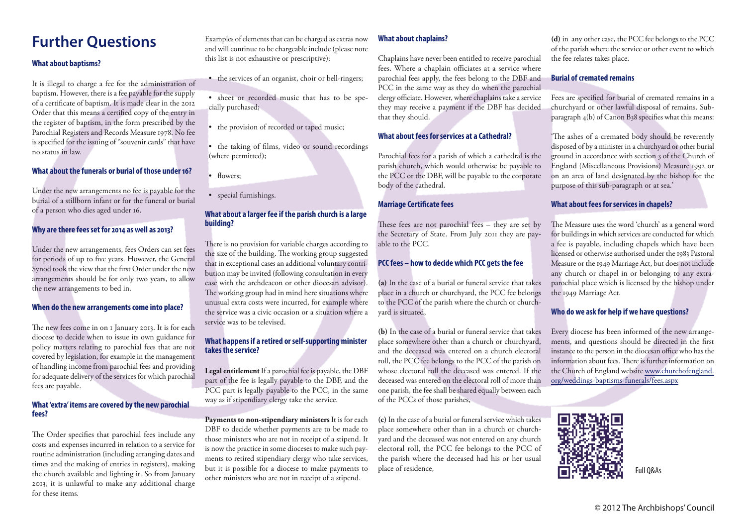# Further Questions

### What about baptisms?

It is illegal to charge a fee for the administration of baptism. However, there is a fee payable for the supply of a certificate of baptism. It is made clear in the 2012 Order that this means a certified copy of the entry in the register of baptism, in the form prescribed by the Parochial Registers and Records Measure 1978. No fee is specified for the issuing of "souvenir cards" that have no status in law.

### What about the funerals or burial of those under 16?

Under the new arrangements no fee is payable for the burial of a stillborn infant or for the funeral or burial of a person who dies aged under 16.

### Why are there fees set for 2014 as well as 2013?

Under the new arrangements, fees Orders can set fees for periods of up to five years. However, the General Synod took the view that the first Order under the new arrangements should be for only two years, to allow the new arrangements to bed in.

### When do the new arrangements come into place?

The new fees come in on 1 January 2013. It is for each diocese to decide when to issue its own guidance for policy matters relating to parochial fees that are not covered by legislation, for example in the management of handling income from parochial fees and providing for adequate delivery of the services for which parochial fees are payable.

### What 'extra' items are covered by the new parochial fees?

The Order specifies that parochial fees include any costs and expenses incurred in relation to a service for routine administration (including arranging dates and times and the making of entries in registers), making the church available and lighting it. So from January 2013, it is unlawful to make any additional charge for these items.

Examples of elements that can be charged as extras now and will continue to be chargeable include (please note this list is not exhaustive or prescriptive):

- the services of an organist, choir or bell-ringers;
- sheet or recorded music that has to be specially purchased;
- the provision of recorded or taped music;
- the taking of films, video or sound recordings (where permitted);
- flowers;
- special furnishings.

### What about a larger fee if the parish church is a large building?

There is no provision for variable charges according to the size of the building. The working group suggested that in exceptional cases an additional voluntary contribution may be invited (following consultation in every case with the archdeacon or other diocesan advisor). The working group had in mind here situations where unusual extra costs were incurred, for example where the service was a civic occasion or a situation where a service was to be televised.

### What happens if a retired or self-supporting minister takes the service?

**Legal entitlement** If a parochial fee is payable, the DBF part of the fee is legally payable to the DBF, and the PCC part is legally payable to the PCC, in the same way as if stipendiary clergy take the service.

**Payments to non-stipendiary ministers** It is for each DBF to decide whether payments are to be made to those ministers who are not in receipt of a stipend. It is now the practice in some dioceses to make such payments to retired stipendiary clergy who take services, but it is possible for a diocese to make payments to other ministers who are not in receipt of a stipend.

### What about chaplains?

Chaplains have never been entitled to receive parochial fees. Where a chaplain officiates at a service where parochial fees apply, the fees belong to the DBF and PCC in the same way as they do when the parochial clergy officiate. However, where chaplains take a service they may receive a payment if the DBF has decided that they should.

### What about fees for services at a Cathedral?

Parochial fees for a parish of which a cathedral is the parish church, which would otherwise be payable to the PCC or the DBF, will be payable to the corporate body of the cathedral.

### Marriage Certificate fees

These fees are not parochial fees – they are set by the Secretary of State. From July 2011 they are payable to the PCC.

### PCC fees – how to decide which PCC gets the fee

**(a)** In the case of a burial or funeral service that takes place in a church or churchyard, the PCC fee belongs to the PCC of the parish where the church or churchyard is situated,

**(b)** In the case of a burial or funeral service that takes place somewhere other than a church or churchyard, and the deceased was entered on a church electoral roll, the PCC fee belongs to the PCC of the parish on whose electoral roll the deceased was entered. If the deceased was entered on the electoral roll of more than one parish, the fee shall be shared equally between each of the PCCs of those parishes,

**(c)** In the case of a burial or funeral service which takes place somewhere other than in a church or churchyard and the deceased was not entered on any church electoral roll, the PCC fee belongs to the PCC of the parish where the deceased had his or her usual place of residence,

**(d)** in any other case, the PCC fee belongs to the PCC of the parish where the service or other event to which the fee relates takes place.

### Burial of cremated remains

Fees are specified for burial of cremated remains in a churchyard or other lawful disposal of remains. Subparagraph 4(b) of Canon B38 specifies what this means:

'The ashes of a cremated body should be reverently disposed of by a minister in a churchyard or other burial ground in accordance with section 3 of the Church of England (Miscellaneous Provisions) Measure 1992 or on an area of land designated by the bishop for the purpose of this sub-paragraph or at sea.'

### What about fees for services in chapels?

The Measure uses the word 'church' as a general word for buildings in which services are conducted for which a fee is payable, including chapels which have been licensed or otherwise authorised under the 1983 Pastoral Measure or the 1949 Marriage Act, but does not include any church or chapel in or belonging to any extra-parochial place which is licensed by the bishop under the 1949 Marriage Act.

### Who do we ask for help if we have questions?

Every diocese has been informed of the new arrangements, and questions should be directed in the first instance to the person in the diocesan office who has the information about fees. There is further information on the Church of England website www.churchofengland.org/weddings-baptisms-funerals/fees.aspx

Full Q&As

© 2012 The Archbishops' Council